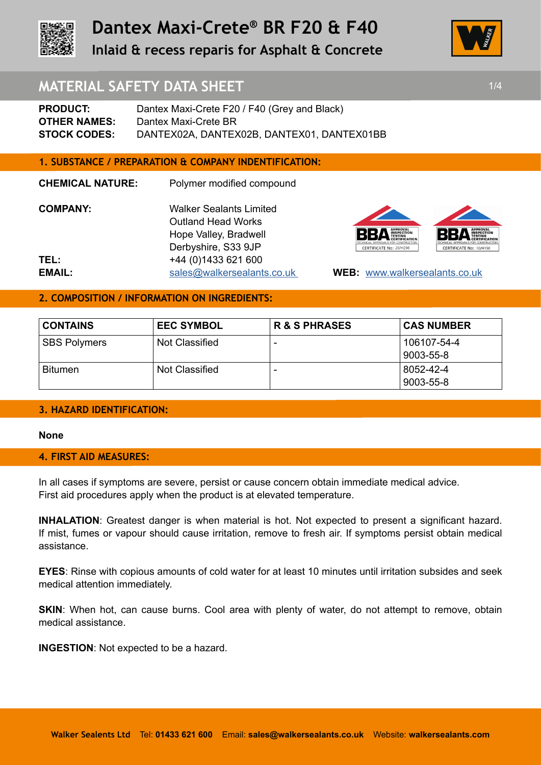# Dantex Maxi-Crete® BR F20 & F40

## Inlaid & recess reparis for Asphalt & Concrete

## MATERIAL SAFETY DATA SHEET

**PRODUCT:** Dantex Maxi-Crete F20 / F40 (Grey and Black)
**OTHER NAMES:** Dantex Maxi-Crete BR
**STOCK CODES:** DANTEX02A, DANTEX02B, DANTEX01, DANTEX01BB

### 1. SUBSTANCE / PREPARATION & COMPANY INDENTIFICATION:

**CHEMICAL NATURE:** Polymer modified compound

**COMPANY:** Walker Sealants Limited
Outland Head Works
Hope Valley, Bradwell
Derbyshire, S33 9JP

**TEL:** +44 (0)1433 621 600
**EMAIL:** sales@walkersealants.co.uk
**WEB:** www.walkersealants.co.uk

BBA Approval Inspection Testing Certification — Certificate No: 20/H298
BBA Approval Inspection Testing Certification — Certificate No: 10/H150

### 2. COMPOSITION / INFORMATION ON INGREDIENTS:

| CONTAINS | EEC SYMBOL | R & S PHRASES | CAS NUMBER |
|---|---|---|---|
| SBS Polymers | Not Classified | - | 106107-54-4 9003-55-8 |
| Bitumen | Not Classified | - | 8052-42-4 9003-55-8 |

### 3. HAZARD IDENTIFICATION:

**None**

### 4. FIRST AID MEASURES:

In all cases if symptoms are severe, persist or cause concern obtain immediate medical advice.
First aid procedures apply when the product is at elevated temperature.

**INHALATION**: Greatest danger is when material is hot. Not expected to present a significant hazard. If mist, fumes or vapour should cause irritation, remove to fresh air. If symptoms persist obtain medical assistance.

**EYES**: Rinse with copious amounts of cold water for at least 10 minutes until irritation subsides and seek medical attention immediately.

**SKIN**: When hot, can cause burns. Cool area with plenty of water, do not attempt to remove, obtain medical assistance.

**INGESTION**: Not expected to be a hazard.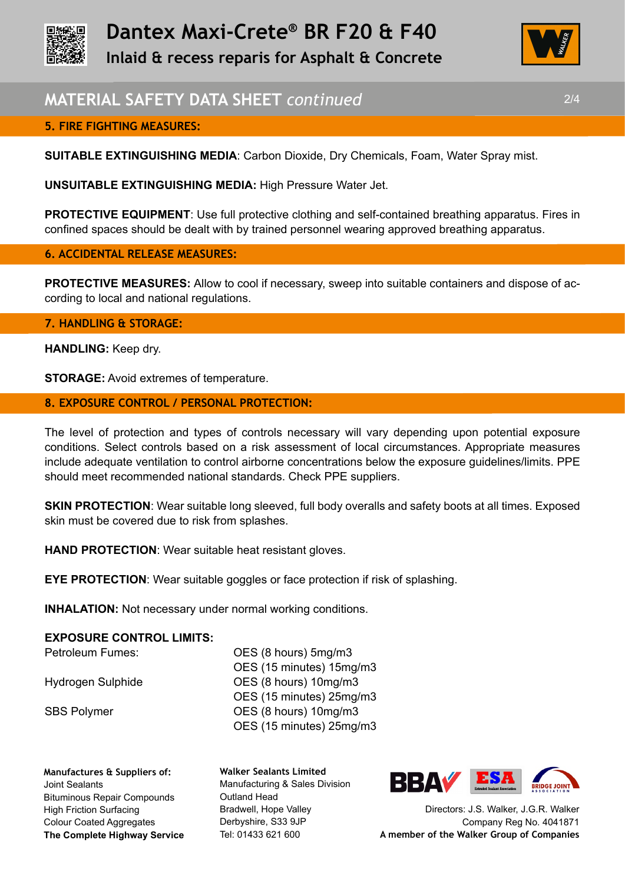## 5. FIRE FIGHTING MEASURES:

**SUITABLE EXTINGUISHING MEDIA**: Carbon Dioxide, Dry Chemicals, Foam, Water Spray mist.

**UNSUITABLE EXTINGUISHING MEDIA:** High Pressure Water Jet.

**PROTECTIVE EQUIPMENT**: Use full protective clothing and self-contained breathing apparatus. Fires in confined spaces should be dealt with by trained personnel wearing approved breathing apparatus.

## 6. ACCIDENTAL RELEASE MEASURES:

**PROTECTIVE MEASURES:** Allow to cool if necessary, sweep into suitable containers and dispose of according to local and national regulations.

## 7. HANDLING & STORAGE:

**HANDLING:** Keep dry.

**STORAGE:** Avoid extremes of temperature.

## 8. EXPOSURE CONTROL / PERSONAL PROTECTION:

The level of protection and types of controls necessary will vary depending upon potential exposure conditions. Select controls based on a risk assessment of local circumstances. Appropriate measures include adequate ventilation to control airborne concentrations below the exposure guidelines/limits. PPE should meet recommended national standards. Check PPE suppliers.

**SKIN PROTECTION**: Wear suitable long sleeved, full body overalls and safety boots at all times. Exposed skin must be covered due to risk from splashes.

**HAND PROTECTION**: Wear suitable heat resistant gloves.

**EYE PROTECTION**: Wear suitable goggles or face protection if risk of splashing.

**INHALATION:** Not necessary under normal working conditions.

**EXPOSURE CONTROL LIMITS:**

| | |
|---|---|
| Petroleum Fumes: | OES (8 hours) 5mg/m3 |
| | OES (15 minutes) 15mg/m3 |
| Hydrogen Sulphide | OES (8 hours) 10mg/m3 |
| | OES (15 minutes) 25mg/m3 |
| SBS Polymer | OES (8 hours) 10mg/m3 |
| | OES (15 minutes) 25mg/m3 |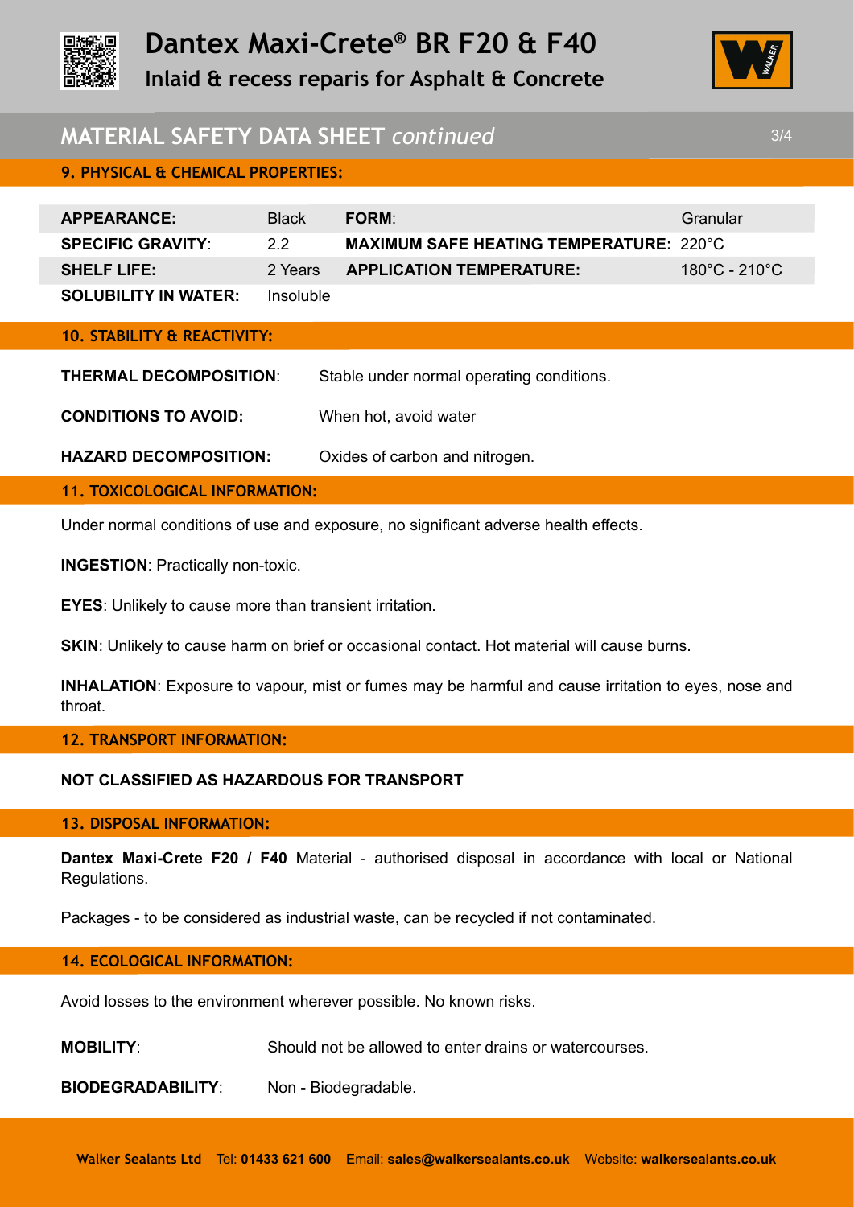# Dantex Maxi-Crete® BR F20 & F40

Inlaid & recess reparis for Asphalt & Concrete

## MATERIAL SAFETY DATA SHEET *continued*

### 9. PHYSICAL & CHEMICAL PROPERTIES:

| | | | |
|---|---|---|---|
| **APPEARANCE:** | Black | **FORM:** | Granular |
| **SPECIFIC GRAVITY:** | 2.2 | **MAXIMUM SAFE HEATING TEMPERATURE:** | 220°C |
| **SHELF LIFE:** | 2 Years | **APPLICATION TEMPERATURE:** | 180°C - 210°C |
| **SOLUBILITY IN WATER:** | Insoluble | | |

### 10. STABILITY & REACTIVITY:

**THERMAL DECOMPOSITION:** Stable under normal operating conditions.

**CONDITIONS TO AVOID:** When hot, avoid water

**HAZARD DECOMPOSITION:** Oxides of carbon and nitrogen.

### 11. TOXICOLOGICAL INFORMATION:

Under normal conditions of use and exposure, no significant adverse health effects.

**INGESTION**: Practically non-toxic.

**EYES**: Unlikely to cause more than transient irritation.

**SKIN**: Unlikely to cause harm on brief or occasional contact. Hot material will cause burns.

**INHALATION**: Exposure to vapour, mist or fumes may be harmful and cause irritation to eyes, nose and throat.

### 12. TRANSPORT INFORMATION:

**NOT CLASSIFIED AS HAZARDOUS FOR TRANSPORT**

### 13. DISPOSAL INFORMATION:

**Dantex Maxi-Crete F20 / F40** Material - authorised disposal in accordance with local or National Regulations.

Packages - to be considered as industrial waste, can be recycled if not contaminated.

### 14. ECOLOGICAL INFORMATION:

Avoid losses to the environment wherever possible. No known risks.

**MOBILITY**: Should not be allowed to enter drains or watercourses.

**BIODEGRADABILITY**: Non - Biodegradable.

**Walker Sealants Ltd** Tel: **01433 621 600** Email: **sales@walkersealants.co.uk** Website: **walkersealants.co.uk**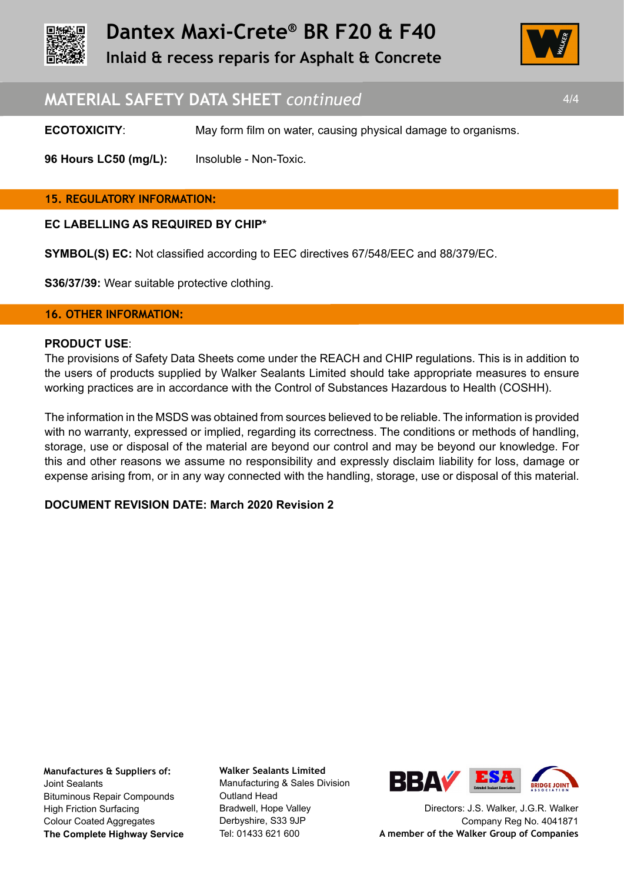**ECOTOXICITY**: May form film on water, causing physical damage to organisms.

**96 Hours LC50 (mg/L):** Insoluble - Non-Toxic.

## 15. REGULATORY INFORMATION:

**EC LABELLING AS REQUIRED BY CHIP***

**SYMBOL(S) EC:** Not classified according to EEC directives 67/548/EEC and 88/379/EC.

**S36/37/39:** Wear suitable protective clothing.

## 16. OTHER INFORMATION:

**PRODUCT USE**:
The provisions of Safety Data Sheets come under the REACH and CHIP regulations. This is in addition to the users of products supplied by Walker Sealants Limited should take appropriate measures to ensure working practices are in accordance with the Control of Substances Hazardous to Health (COSHH).

The information in the MSDS was obtained from sources believed to be reliable. The information is provided with no warranty, expressed or implied, regarding its correctness. The conditions or methods of handling, storage, use or disposal of the material are beyond our control and may be beyond our knowledge. For this and other reasons we assume no responsibility and expressly disclaim liability for loss, damage or expense arising from, or in any way connected with the handling, storage, use or disposal of this material.

**DOCUMENT REVISION DATE: March 2020 Revision 2**